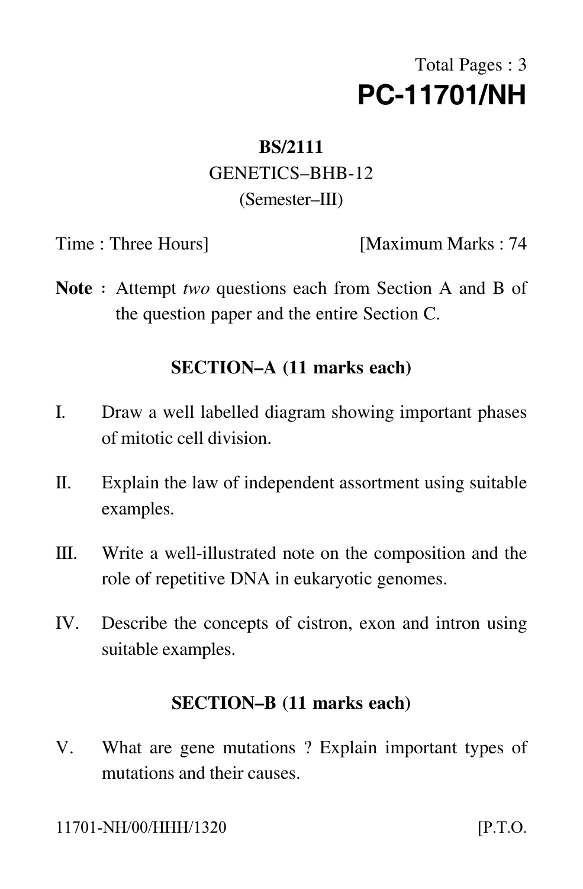Total Pages : 3

# PC-11701/NH

**BS/2111**

GENETICS–BHB-12

(Semester–III)

Time : Three Hours] [Maximum Marks : 74

**Note** : Attempt *two* questions each from Section A and B of the question paper and the entire Section C.

## SECTION–A (11 marks each)

I. Draw a well labelled diagram showing important phases of mitotic cell division.

II. Explain the law of independent assortment using suitable examples.

III. Write a well-illustrated note on the composition and the role of repetitive DNA in eukaryotic genomes.

IV. Describe the concepts of cistron, exon and intron using suitable examples.

## SECTION–B (11 marks each)

V. What are gene mutations ? Explain important types of mutations and their causes.

11701-NH/00/HHH/1320 [P.T.O.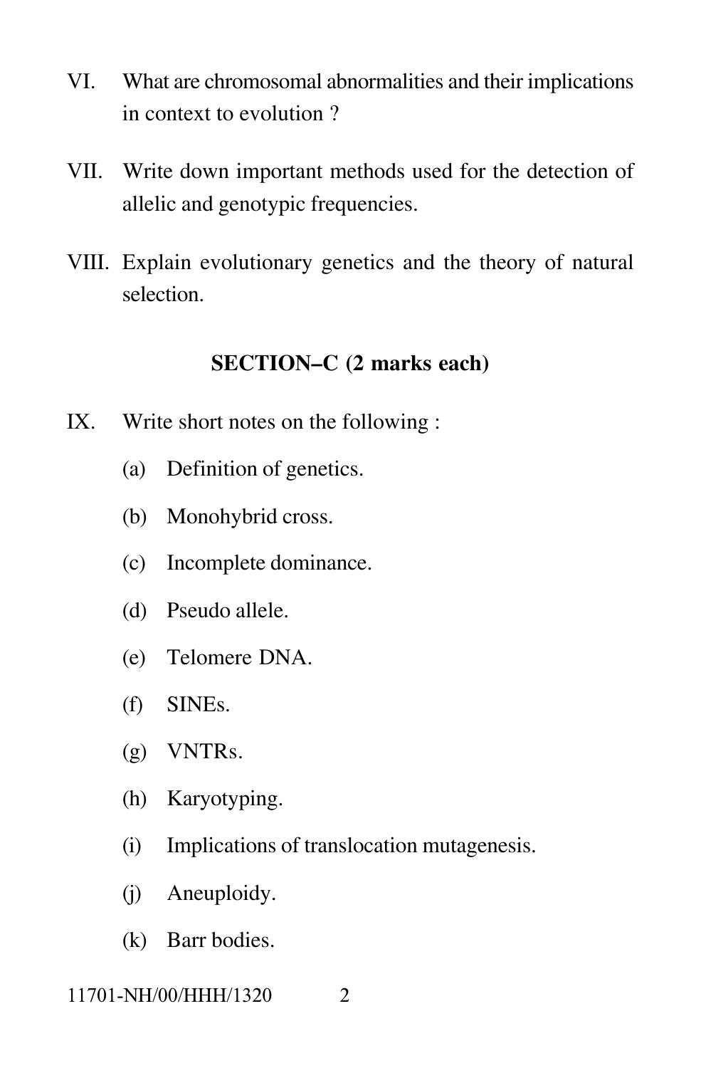VI. What are chromosomal abnormalities and their implications in context to evolution ?

VII. Write down important methods used for the detection of allelic and genotypic frequencies.

VIII. Explain evolutionary genetics and the theory of natural selection.

## SECTION–C (2 marks each)

IX. Write short notes on the following :

(a) Definition of genetics.

(b) Monohybrid cross.

(c) Incomplete dominance.

(d) Pseudo allele.

(e) Telomere DNA.

(f) SINEs.

(g) VNTRs.

(h) Karyotyping.

(i) Implications of translocation mutagenesis.

(j) Aneuploidy.

(k) Barr bodies.

11701-NH/00/HHH/1320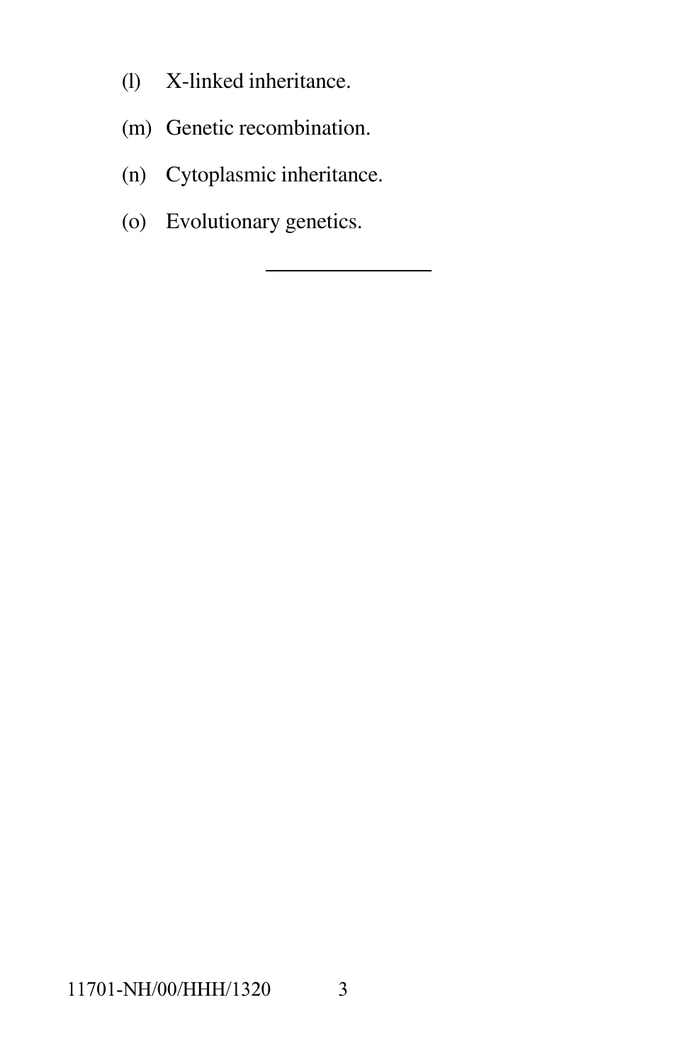(l) X-linked inheritance.

(m) Genetic recombination.

(n) Cytoplasmic inheritance.

(o) Evolutionary genetics.

---

11701-NH/00/HHH/1320